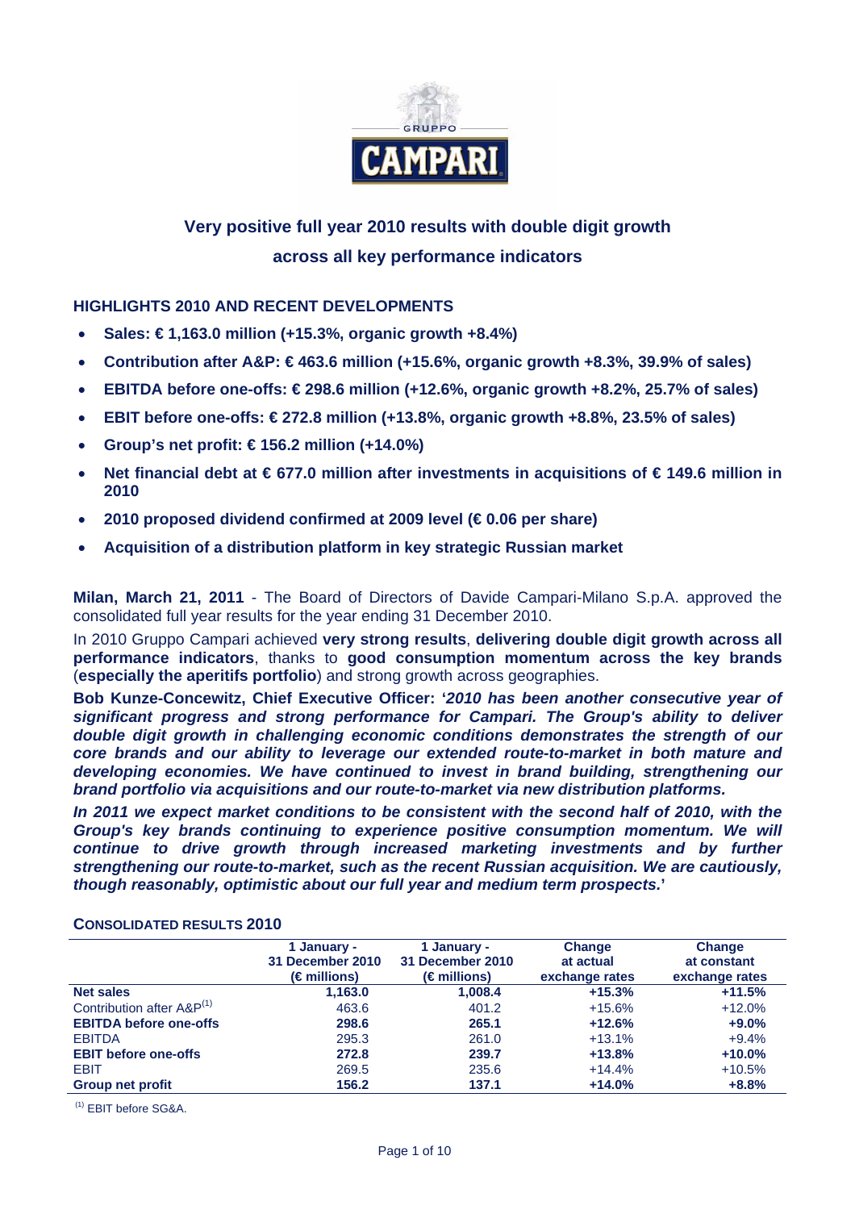# Very positive full year 2010 results with double digit growth across all key performance indicators

## HIGHLIGHTS 2010 AND RECENT DEVELOPMENTS

- **Sales: € 1,163.0 million (+15.3%, organic growth +8.4%)**
- **Contribution after A&P: € 463.6 million (+15.6%, organic growth +8.3%, 39.9% of sales)**
- **EBITDA before one-offs: € 298.6 million (+12.6%, organic growth +8.2%, 25.7% of sales)**
- **EBIT before one-offs: € 272.8 million (+13.8%, organic growth +8.8%, 23.5% of sales)**
- **Group's net profit: € 156.2 million (+14.0%)**
- **Net financial debt at € 677.0 million after investments in acquisitions of € 149.6 million in 2010**
- **2010 proposed dividend confirmed at 2009 level (€ 0.06 per share)**
- **Acquisition of a distribution platform in key strategic Russian market**

**Milan, March 21, 2011** - The Board of Directors of Davide Campari-Milano S.p.A. approved the consolidated full year results for the year ending 31 December 2010.

In 2010 Gruppo Campari achieved **very strong results**, **delivering double digit growth across all performance indicators**, thanks to **good consumption momentum across the key brands** (**especially the aperitifs portfolio**) and strong growth across geographies.

**Bob Kunze-Concewitz, Chief Executive Officer: '*2010 has been another consecutive year of significant progress and strong performance for Campari. The Group's ability to deliver double digit growth in challenging economic conditions demonstrates the strength of our core brands and our ability to leverage our extended route-to-market in both mature and developing economies. We have continued to invest in brand building, strengthening our brand portfolio via acquisitions and our route-to-market via new distribution platforms.***

***In 2011 we expect market conditions to be consistent with the second half of 2010, with the Group's key brands continuing to experience positive consumption momentum. We will continue to drive growth through increased marketing investments and by further strengthening our route-to-market, such as the recent Russian acquisition. We are cautiously, though reasonably, optimistic about our full year and medium term prospects.*'**

## CONSOLIDATED RESULTS 2010

| | 1 January - 31 December 2010 (€ millions) | 1 January - 31 December 2010 (€ millions) | Change at actual exchange rates | Change at constant exchange rates |
|---|---|---|---|---|
| **Net sales** | **1,163.0** | **1,008.4** | **+15.3%** | **+11.5%** |
| Contribution after A&P[1] | 463.6 | 401.2 | +15.6% | +12.0% |
| **EBITDA before one-offs** | **298.6** | **265.1** | **+12.6%** | **+9.0%** |
| EBITDA | 295.3 | 261.0 | +13.1% | +9.4% |
| **EBIT before one-offs** | **272.8** | **239.7** | **+13.8%** | **+10.0%** |
| EBIT | 269.5 | 235.6 | +14.4% | +10.5% |
| **Group net profit** | **156.2** | **137.1** | **+14.0%** | **+8.8%** |

[1] EBIT before SG&A.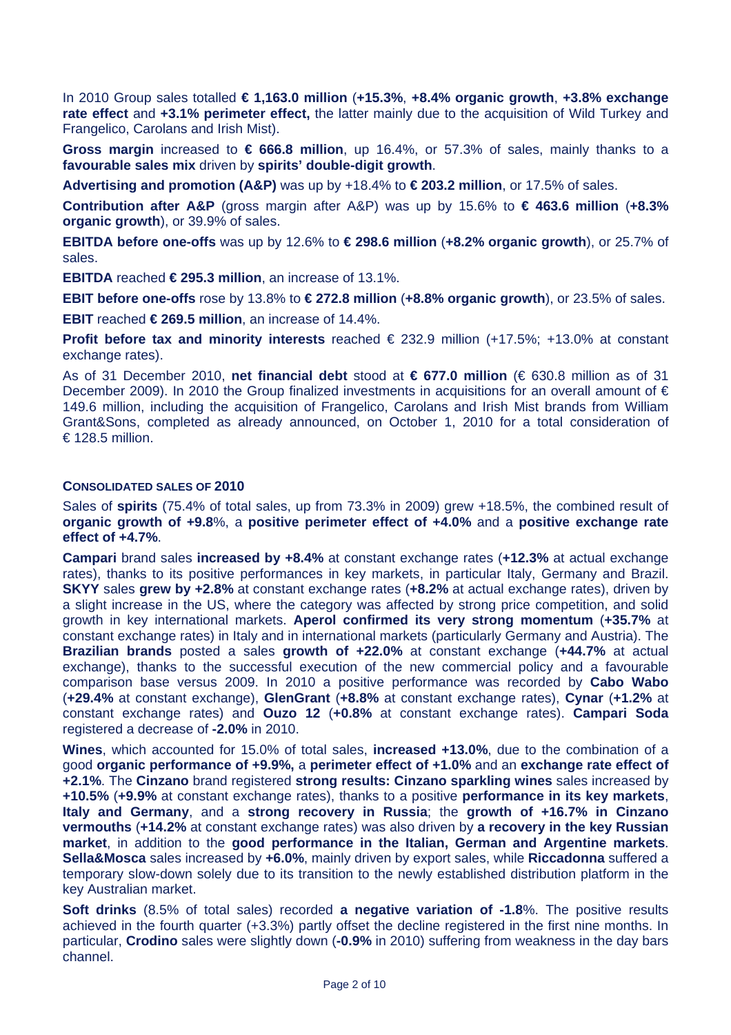In 2010 Group sales totalled **€ 1,163.0 million** (**+15.3%**, **+8.4% organic growth**, **+3.8% exchange rate effect** and **+3.1% perimeter effect,** the latter mainly due to the acquisition of Wild Turkey and Frangelico, Carolans and Irish Mist).

**Gross margin** increased to **€ 666.8 million**, up 16.4%, or 57.3% of sales, mainly thanks to a **favourable sales mix** driven by **spirits' double-digit growth**.

**Advertising and promotion (A&P)** was up by +18.4% to **€ 203.2 million**, or 17.5% of sales.

**Contribution after A&P** (gross margin after A&P) was up by 15.6% to **€ 463.6 million** (**+8.3% organic growth**), or 39.9% of sales.

**EBITDA before one-offs** was up by 12.6% to **€ 298.6 million** (**+8.2% organic growth**), or 25.7% of sales.

**EBITDA** reached **€ 295.3 million**, an increase of 13.1%.

**EBIT before one-offs** rose by 13.8% to **€ 272.8 million** (**+8.8% organic growth**), or 23.5% of sales.

**EBIT** reached **€ 269.5 million**, an increase of 14.4%.

**Profit before tax and minority interests** reached € 232.9 million (+17.5%; +13.0% at constant exchange rates).

As of 31 December 2010, **net financial debt** stood at **€ 677.0 million** (€ 630.8 million as of 31 December 2009). In 2010 the Group finalized investments in acquisitions for an overall amount of € 149.6 million, including the acquisition of Frangelico, Carolans and Irish Mist brands from William Grant&Sons, completed as already announced, on October 1, 2010 for a total consideration of € 128.5 million.

## CONSOLIDATED SALES OF 2010

Sales of **spirits** (75.4% of total sales, up from 73.3% in 2009) grew +18.5%, the combined result of **organic growth of +9.8**%, a **positive perimeter effect of +4.0%** and a **positive exchange rate effect of +4.7%**.

**Campari** brand sales **increased by +8.4%** at constant exchange rates (**+12.3%** at actual exchange rates), thanks to its positive performances in key markets, in particular Italy, Germany and Brazil. **SKYY** sales **grew by +2.8%** at constant exchange rates (**+8.2%** at actual exchange rates), driven by a slight increase in the US, where the category was affected by strong price competition, and solid growth in key international markets. **Aperol confirmed its very strong momentum** (**+35.7%** at constant exchange rates) in Italy and in international markets (particularly Germany and Austria). The **Brazilian brands** posted a sales **growth of +22.0%** at constant exchange (**+44.7%** at actual exchange), thanks to the successful execution of the new commercial policy and a favourable comparison base versus 2009. In 2010 a positive performance was recorded by **Cabo Wabo** (**+29.4%** at constant exchange), **GlenGrant** (**+8.8%** at constant exchange rates), **Cynar** (**+1.2%** at constant exchange rates) and **Ouzo 12** (**+0.8%** at constant exchange rates). **Campari Soda** registered a decrease of **-2.0%** in 2010.

**Wines**, which accounted for 15.0% of total sales, **increased +13.0%**, due to the combination of a good **organic performance of +9.9%,** a **perimeter effect of +1.0%** and an **exchange rate effect of +2.1%**. The **Cinzano** brand registered **strong results: Cinzano sparkling wines** sales increased by **+10.5%** (**+9.9%** at constant exchange rates), thanks to a positive **performance in its key markets**, **Italy and Germany**, and a **strong recovery in Russia**; the **growth of +16.7% in Cinzano vermouths** (**+14.2%** at constant exchange rates) was also driven by **a recovery in the key Russian market**, in addition to the **good performance in the Italian, German and Argentine markets**. **Sella&Mosca** sales increased by **+6.0%**, mainly driven by export sales, while **Riccadonna** suffered a temporary slow-down solely due to its transition to the newly established distribution platform in the key Australian market.

**Soft drinks** (8.5% of total sales) recorded **a negative variation of -1.8**%. The positive results achieved in the fourth quarter (+3.3%) partly offset the decline registered in the first nine months. In particular, **Crodino** sales were slightly down (**-0.9%** in 2010) suffering from weakness in the day bars channel.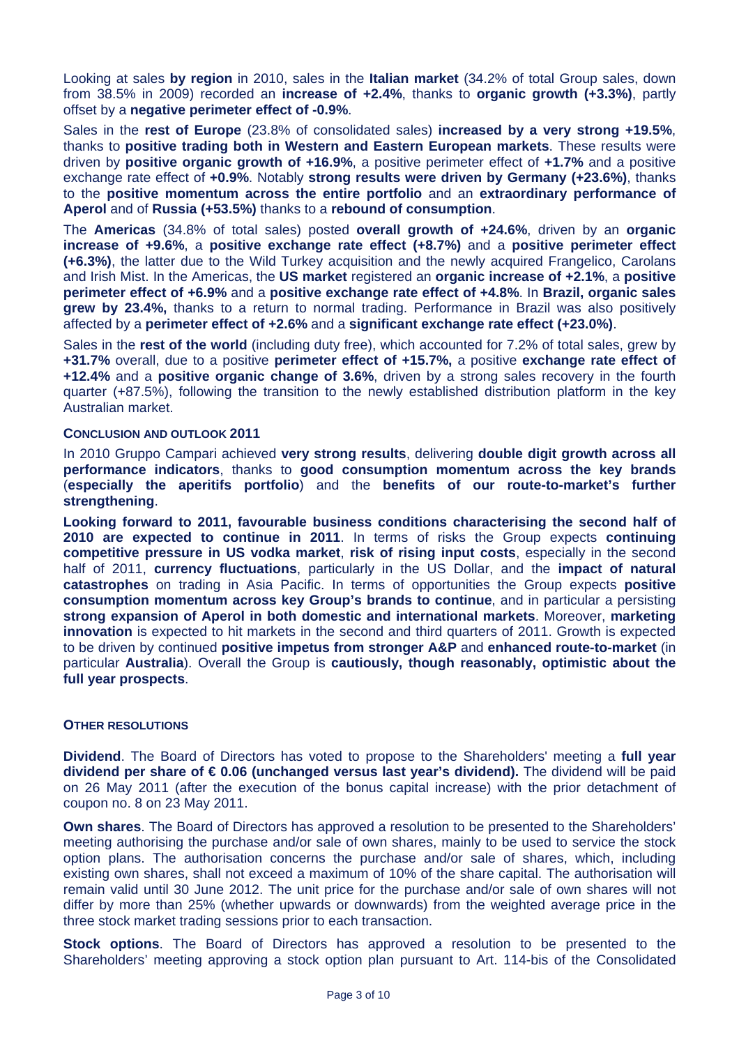Looking at sales **by region** in 2010, sales in the **Italian market** (34.2% of total Group sales, down from 38.5% in 2009) recorded an **increase of +2.4%**, thanks to **organic growth (+3.3%)**, partly offset by a **negative perimeter effect of -0.9%**.

Sales in the **rest of Europe** (23.8% of consolidated sales) **increased by a very strong +19.5%**, thanks to **positive trading both in Western and Eastern European markets**. These results were driven by **positive organic growth of +16.9%**, a positive perimeter effect of **+1.7%** and a positive exchange rate effect of **+0.9%**. Notably **strong results were driven by Germany (+23.6%)**, thanks to the **positive momentum across the entire portfolio** and an **extraordinary performance of Aperol** and of **Russia (+53.5%)** thanks to a **rebound of consumption**.

The **Americas** (34.8% of total sales) posted **overall growth of +24.6%**, driven by an **organic increase of +9.6%**, a **positive exchange rate effect (+8.7%)** and a **positive perimeter effect (+6.3%)**, the latter due to the Wild Turkey acquisition and the newly acquired Frangelico, Carolans and Irish Mist. In the Americas, the **US market** registered an **organic increase of +2.1%**, a **positive perimeter effect of +6.9%** and a **positive exchange rate effect of +4.8%**. In **Brazil, organic sales grew by 23.4%,** thanks to a return to normal trading. Performance in Brazil was also positively affected by a **perimeter effect of +2.6%** and a **significant exchange rate effect (+23.0%)**.

Sales in the **rest of the world** (including duty free), which accounted for 7.2% of total sales, grew by **+31.7%** overall, due to a positive **perimeter effect of +15.7%,** a positive **exchange rate effect of +12.4%** and a **positive organic change of 3.6%**, driven by a strong sales recovery in the fourth quarter (+87.5%), following the transition to the newly established distribution platform in the key Australian market.

**CONCLUSION AND OUTLOOK 2011**

In 2010 Gruppo Campari achieved **very strong results**, delivering **double digit growth across all performance indicators**, thanks to **good consumption momentum across the key brands** (**especially the aperitifs portfolio**) and the **benefits of our route-to-market's further strengthening**.

**Looking forward to 2011, favourable business conditions characterising the second half of 2010 are expected to continue in 2011**. In terms of risks the Group expects **continuing competitive pressure in US vodka market**, **risk of rising input costs**, especially in the second half of 2011, **currency fluctuations**, particularly in the US Dollar, and the **impact of natural catastrophes** on trading in Asia Pacific. In terms of opportunities the Group expects **positive consumption momentum across key Group's brands to continue**, and in particular a persisting **strong expansion of Aperol in both domestic and international markets**. Moreover, **marketing innovation** is expected to hit markets in the second and third quarters of 2011. Growth is expected to be driven by continued **positive impetus from stronger A&P** and **enhanced route-to-market** (in particular **Australia**). Overall the Group is **cautiously, though reasonably, optimistic about the full year prospects**.

**OTHER RESOLUTIONS**

**Dividend**. The Board of Directors has voted to propose to the Shareholders' meeting a **full year dividend per share of € 0.06 (unchanged versus last year's dividend).** The dividend will be paid on 26 May 2011 (after the execution of the bonus capital increase) with the prior detachment of coupon no. 8 on 23 May 2011.

**Own shares**. The Board of Directors has approved a resolution to be presented to the Shareholders' meeting authorising the purchase and/or sale of own shares, mainly to be used to service the stock option plans. The authorisation concerns the purchase and/or sale of shares, which, including existing own shares, shall not exceed a maximum of 10% of the share capital. The authorisation will remain valid until 30 June 2012. The unit price for the purchase and/or sale of own shares will not differ by more than 25% (whether upwards or downwards) from the weighted average price in the three stock market trading sessions prior to each transaction.

**Stock options**. The Board of Directors has approved a resolution to be presented to the Shareholders' meeting approving a stock option plan pursuant to Art. 114-bis of the Consolidated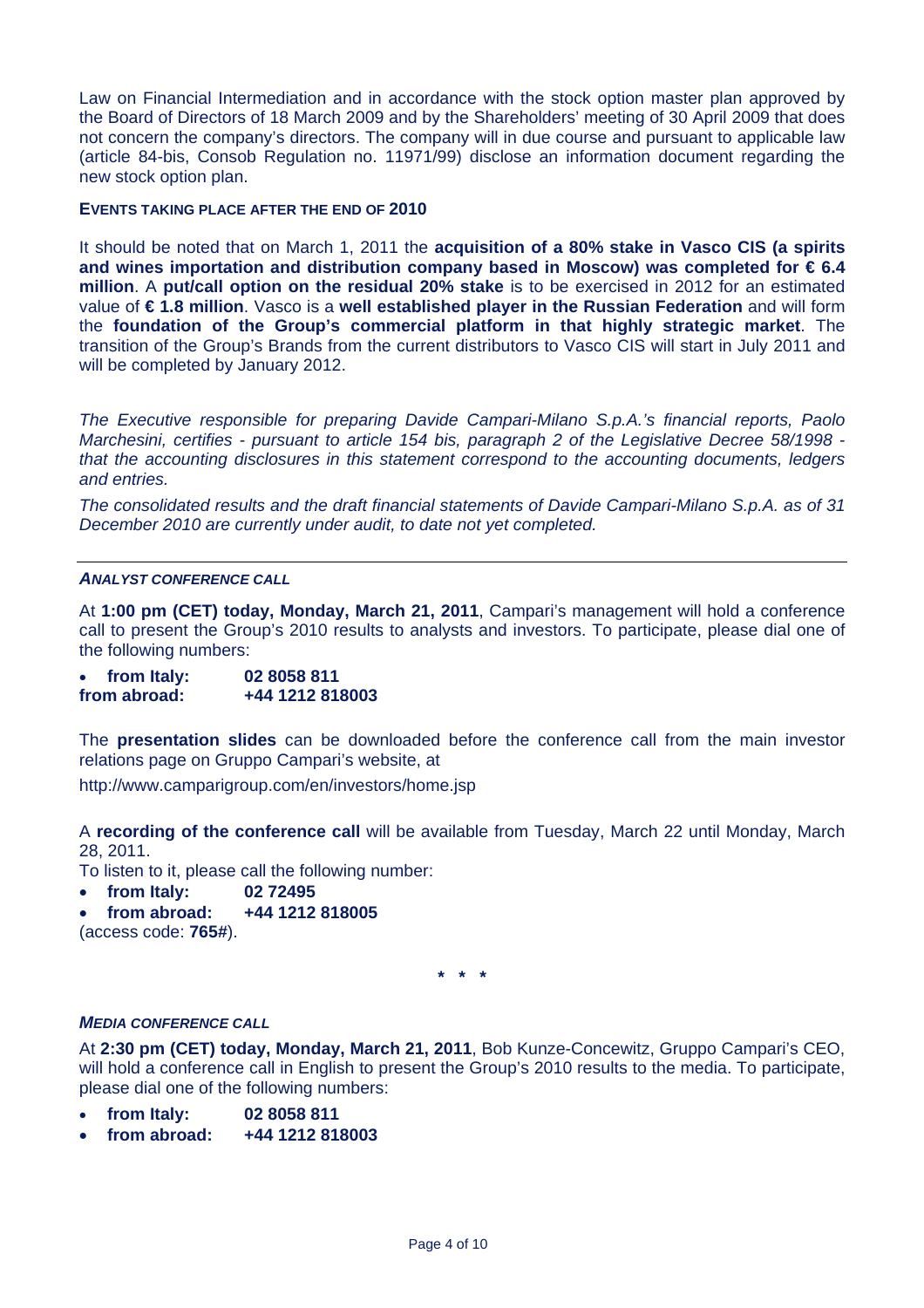Law on Financial Intermediation and in accordance with the stock option master plan approved by the Board of Directors of 18 March 2009 and by the Shareholders' meeting of 30 April 2009 that does not concern the company's directors. The company will in due course and pursuant to applicable law (article 84-bis, Consob Regulation no. 11971/99) disclose an information document regarding the new stock option plan.

**EVENTS TAKING PLACE AFTER THE END OF 2010**

It should be noted that on March 1, 2011 the **acquisition of a 80% stake in Vasco CIS (a spirits and wines importation and distribution company based in Moscow) was completed for € 6.4 million**. A **put/call option on the residual 20% stake** is to be exercised in 2012 for an estimated value of **€ 1.8 million**. Vasco is a **well established player in the Russian Federation** and will form the **foundation of the Group's commercial platform in that highly strategic market**. The transition of the Group's Brands from the current distributors to Vasco CIS will start in July 2011 and will be completed by January 2012.

*The Executive responsible for preparing Davide Campari-Milano S.p.A.'s financial reports, Paolo Marchesini, certifies - pursuant to article 154 bis, paragraph 2 of the Legislative Decree 58/1998 - that the accounting disclosures in this statement correspond to the accounting documents, ledgers and entries.*

*The consolidated results and the draft financial statements of Davide Campari-Milano S.p.A. as of 31 December 2010 are currently under audit, to date not yet completed.*

---

***ANALYST CONFERENCE CALL***

At **1:00 pm (CET) today, Monday, March 21, 2011**, Campari's management will hold a conference call to present the Group's 2010 results to analysts and investors. To participate, please dial one of the following numbers:

- **from Italy: 02 8058 811**
- **from abroad: +44 1212 818003**

The **presentation slides** can be downloaded before the conference call from the main investor relations page on Gruppo Campari's website, at

http://www.camparigroup.com/en/investors/home.jsp

A **recording of the conference call** will be available from Tuesday, March 22 until Monday, March 28, 2011.

To listen to it, please call the following number:

- **from Italy: 02 72495**
- **from abroad: +44 1212 818005**

(access code: **765#**).

\* \* \*

***MEDIA CONFERENCE CALL***

At **2:30 pm (CET) today, Monday, March 21, 2011**, Bob Kunze-Concewitz, Gruppo Campari's CEO, will hold a conference call in English to present the Group's 2010 results to the media. To participate, please dial one of the following numbers:

- **from Italy: 02 8058 811**
- **from abroad: +44 1212 818003**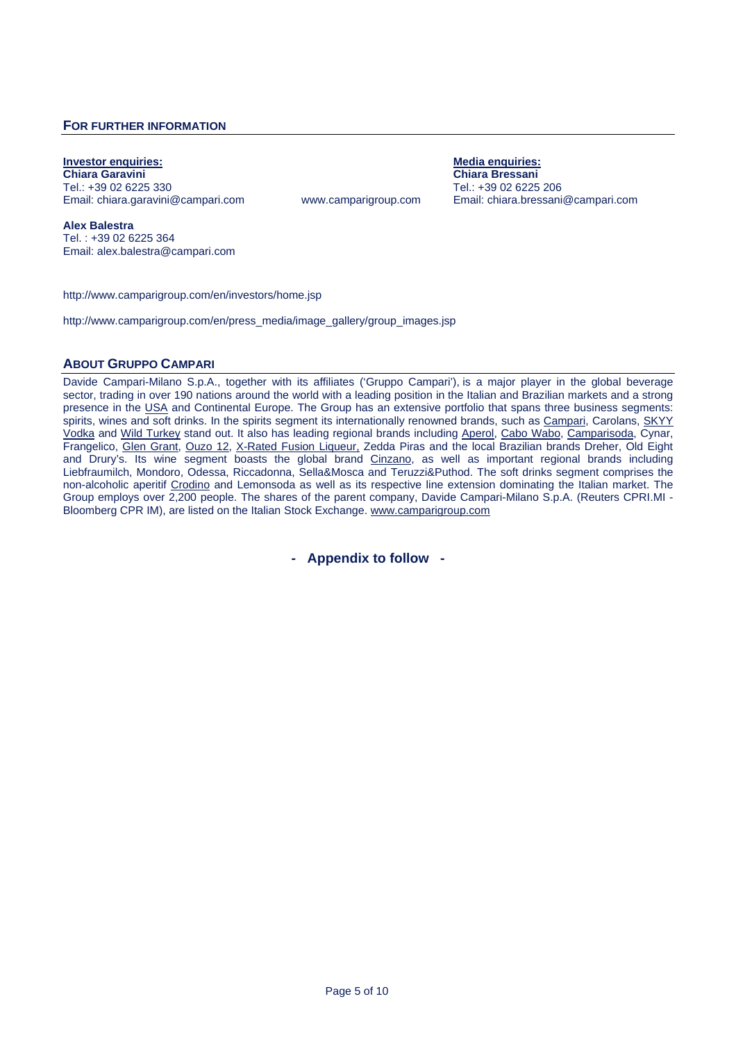## FOR FURTHER INFORMATION

**Investor enquiries:**
**Chiara Garavini**
Tel.: +39 02 6225 330
Email: chiara.garavini@campari.com

**Alex Balestra**
Tel. : +39 02 6225 364
Email: alex.balestra@campari.com

www.camparigroup.com

**Media enquiries:**
**Chiara Bressani**
Tel.: +39 02 6225 206
Email: chiara.bressani@campari.com

http://www.camparigroup.com/en/investors/home.jsp

http://www.camparigroup.com/en/press_media/image_gallery/group_images.jsp

## ABOUT GRUPPO CAMPARI

Davide Campari-Milano S.p.A., together with its affiliates ('Gruppo Campari'), is a major player in the global beverage sector, trading in over 190 nations around the world with a leading position in the Italian and Brazilian markets and a strong presence in the USA and Continental Europe. The Group has an extensive portfolio that spans three business segments: spirits, wines and soft drinks. In the spirits segment its internationally renowned brands, such as Campari, Carolans, SKYY Vodka and Wild Turkey stand out. It also has leading regional brands including Aperol, Cabo Wabo, Camparisoda, Cynar, Frangelico, Glen Grant, Ouzo 12, X-Rated Fusion Liqueur, Zedda Piras and the local Brazilian brands Dreher, Old Eight and Drury's. Its wine segment boasts the global brand Cinzano, as well as important regional brands including Liebfraumilch, Mondoro, Odessa, Riccadonna, Sella&Mosca and Teruzzi&Puthod. The soft drinks segment comprises the non-alcoholic aperitif Crodino and Lemonsoda as well as its respective line extension dominating the Italian market. The Group employs over 2,200 people. The shares of the parent company, Davide Campari-Milano S.p.A. (Reuters CPRI.MI - Bloomberg CPR IM), are listed on the Italian Stock Exchange. www.camparigroup.com

**- Appendix to follow -**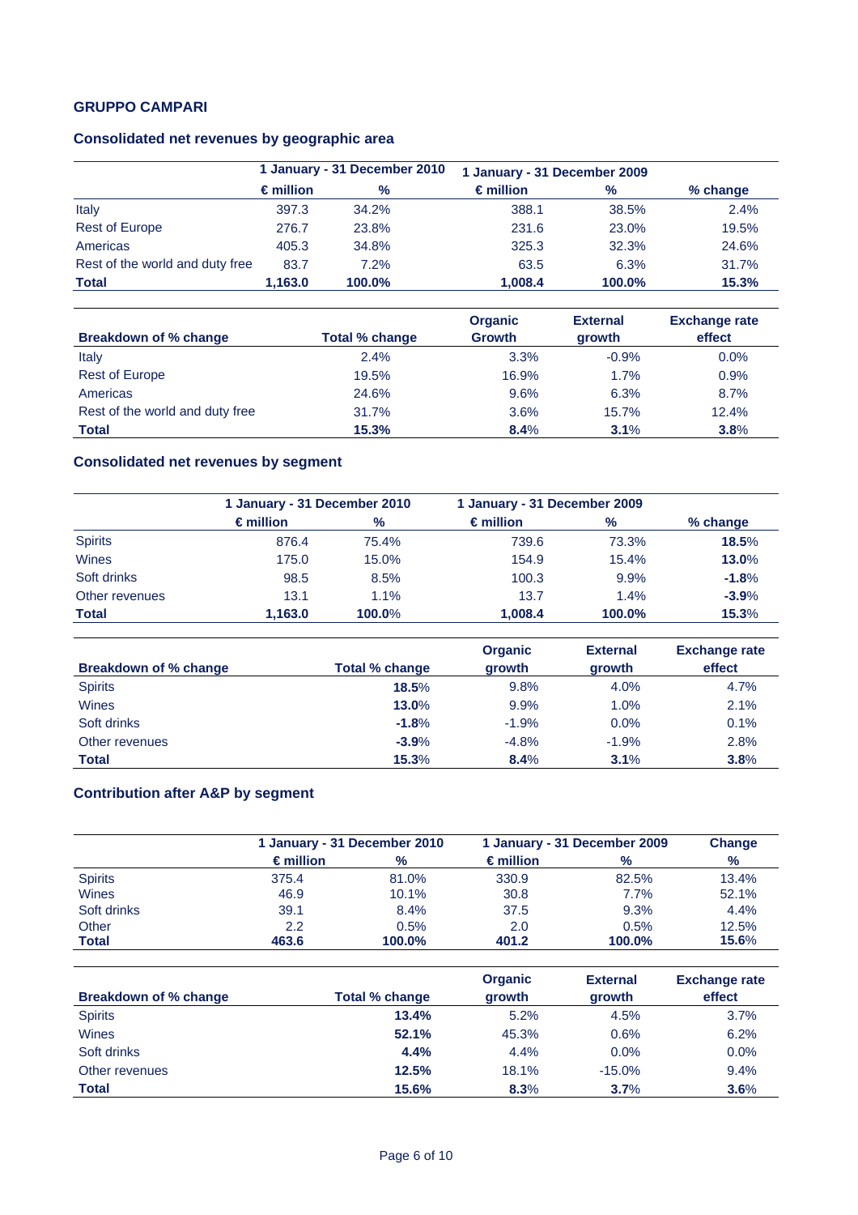**GRUPPO CAMPARI**

### Consolidated net revenues by geographic area

| | 1 January - 31 December 2010 | | 1 January - 31 December 2009 | | |
|---|---|---|---|---|---|
| | € million | % | € million | % | % change |
| Italy | 397.3 | 34.2% | 388.1 | 38.5% | 2.4% |
| Rest of Europe | 276.7 | 23.8% | 231.6 | 23.0% | 19.5% |
| Americas | 405.3 | 34.8% | 325.3 | 32.3% | 24.6% |
| Rest of the world and duty free | 83.7 | 7.2% | 63.5 | 6.3% | 31.7% |
| **Total** | **1,163.0** | **100.0%** | **1,008.4** | **100.0%** | **15.3%** |

| Breakdown of % change | Total % change | Organic Growth | External growth | Exchange rate effect |
|---|---|---|---|---|
| Italy | 2.4% | 3.3% | -0.9% | 0.0% |
| Rest of Europe | 19.5% | 16.9% | 1.7% | 0.9% |
| Americas | 24.6% | 9.6% | 6.3% | 8.7% |
| Rest of the world and duty free | 31.7% | 3.6% | 15.7% | 12.4% |
| **Total** | **15.3%** | **8.4%** | **3.1%** | **3.8%** |

### Consolidated net revenues by segment

| | 1 January - 31 December 2010 | | 1 January - 31 December 2009 | | |
|---|---|---|---|---|---|
| | € million | % | € million | % | % change |
| Spirits | 876.4 | 75.4% | 739.6 | 73.3% | **18.5%** |
| Wines | 175.0 | 15.0% | 154.9 | 15.4% | **13.0%** |
| Soft drinks | 98.5 | 8.5% | 100.3 | 9.9% | **-1.8%** |
| Other revenues | 13.1 | 1.1% | 13.7 | 1.4% | **-3.9%** |
| **Total** | **1,163.0** | **100.0%** | **1,008.4** | **100.0%** | **15.3%** |

| Breakdown of % change | Total % change | Organic growth | External growth | Exchange rate effect |
|---|---|---|---|---|
| Spirits | **18.5%** | 9.8% | 4.0% | 4.7% |
| Wines | **13.0%** | 9.9% | 1.0% | 2.1% |
| Soft drinks | **-1.8%** | -1.9% | 0.0% | 0.1% |
| Other revenues | **-3.9%** | -4.8% | -1.9% | 2.8% |
| **Total** | **15.3%** | **8.4%** | **3.1%** | **3.8%** |

### Contribution after A&P by segment

| | 1 January - 31 December 2010 | | 1 January - 31 December 2009 | | Change |
|---|---|---|---|---|---|
| | € million | % | € million | % | % |
| Spirits | 375.4 | 81.0% | 330.9 | 82.5% | 13.4% |
| Wines | 46.9 | 10.1% | 30.8 | 7.7% | 52.1% |
| Soft drinks | 39.1 | 8.4% | 37.5 | 9.3% | 4.4% |
| Other | 2.2 | 0.5% | 2.0 | 0.5% | 12.5% |
| **Total** | **463.6** | **100.0%** | **401.2** | **100.0%** | **15.6%** |

| Breakdown of % change | Total % change | Organic growth | External growth | Exchange rate effect |
|---|---|---|---|---|
| Spirits | **13.4%** | 5.2% | 4.5% | 3.7% |
| Wines | **52.1%** | 45.3% | 0.6% | 6.2% |
| Soft drinks | **4.4%** | 4.4% | 0.0% | 0.0% |
| Other revenues | **12.5%** | 18.1% | -15.0% | 9.4% |
| **Total** | **15.6%** | **8.3%** | **3.7%** | **3.6%** |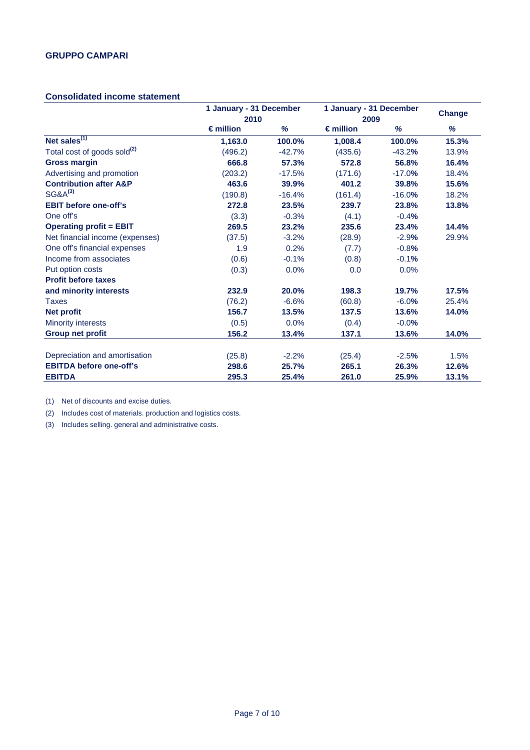**GRUPPO CAMPARI**

**Consolidated income statement**

| | 1 January - 31 December 2010 | | 1 January - 31 December 2009 | | Change |
|---|---|---|---|---|---|
| | € million | % | € million | % | % |
| **Net sales[1]** | **1,163.0** | **100.0%** | **1,008.4** | **100.0%** | **15.3%** |
| Total cost of goods sold[2] | (496.2) | -42.7% | (435.6) | -43.2% | 13.9% |
| **Gross margin** | **666.8** | **57.3%** | **572.8** | **56.8%** | **16.4%** |
| Advertising and promotion | (203.2) | -17.5% | (171.6) | -17.0% | 18.4% |
| **Contribution after A&P** | **463.6** | **39.9%** | **401.2** | **39.8%** | **15.6%** |
| SG&A[3] | (190.8) | -16.4% | (161.4) | -16.0% | 18.2% |
| **EBIT before one-off's** | **272.8** | **23.5%** | **239.7** | **23.8%** | **13.8%** |
| One off's | (3.3) | -0.3% | (4.1) | -0.4% | |
| **Operating profit = EBIT** | **269.5** | **23.2%** | **235.6** | **23.4%** | **14.4%** |
| Net financial income (expenses) | (37.5) | -3.2% | (28.9) | -2.9% | 29.9% |
| One off's financial expenses | 1.9 | 0.2% | (7.7) | -0.8% | |
| Income from associates | (0.6) | -0.1% | (0.8) | -0.1% | |
| Put option costs | (0.3) | 0.0% | 0.0 | 0.0% | |
| **Profit before taxes and minority interests** | **232.9** | **20.0%** | **198.3** | **19.7%** | **17.5%** |
| Taxes | (76.2) | -6.6% | (60.8) | -6.0% | 25.4% |
| **Net profit** | **156.7** | **13.5%** | **137.5** | **13.6%** | **14.0%** |
| Minority interests | (0.5) | 0.0% | (0.4) | -0.0% | |
| **Group net profit** | **156.2** | **13.4%** | **137.1** | **13.6%** | **14.0%** |
| | | | | | |
| Depreciation and amortisation | (25.8) | -2.2% | (25.4) | -2.5% | 1.5% |
| **EBITDA before one-off's** | **298.6** | **25.7%** | **265.1** | **26.3%** | **12.6%** |
| **EBITDA** | **295.3** | **25.4%** | **261.0** | **25.9%** | **13.1%** |

(1) Net of discounts and excise duties.

(2) Includes cost of materials. production and logistics costs.

(3) Includes selling. general and administrative costs.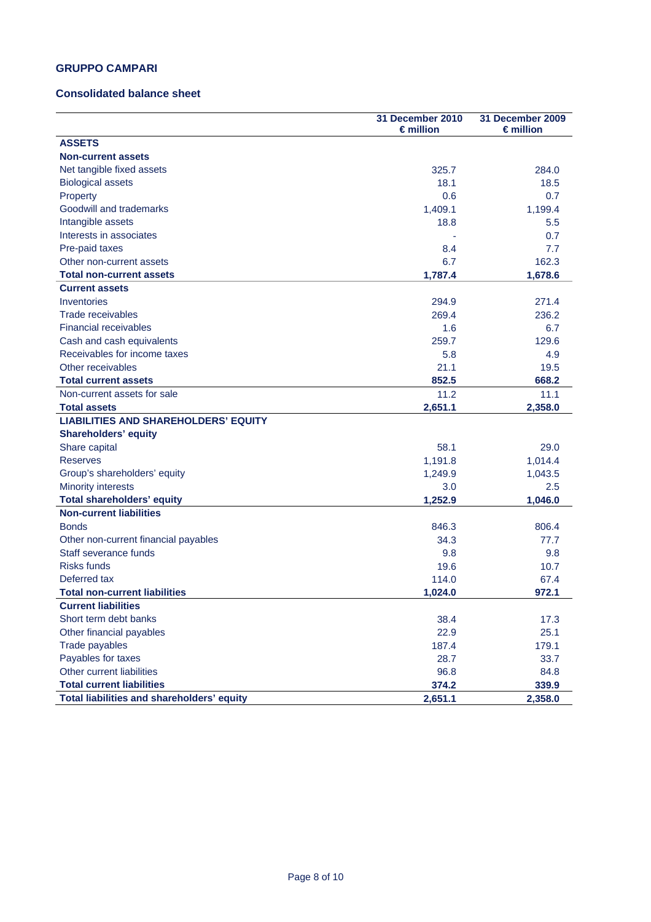## GRUPPO CAMPARI

### Consolidated balance sheet

| | 31 December 2010<br>€ million | 31 December 2009<br>€ million |
|---|---|---|
| **ASSETS** | | |
| **Non-current assets** | | |
| Net tangible fixed assets | 325.7 | 284.0 |
| Biological assets | 18.1 | 18.5 |
| Property | 0.6 | 0.7 |
| Goodwill and trademarks | 1,409.1 | 1,199.4 |
| Intangible assets | 18.8 | 5.5 |
| Interests in associates | - | 0.7 |
| Pre-paid taxes | 8.4 | 7.7 |
| Other non-current assets | 6.7 | 162.3 |
| **Total non-current assets** | **1,787.4** | **1,678.6** |
| **Current assets** | | |
| Inventories | 294.9 | 271.4 |
| Trade receivables | 269.4 | 236.2 |
| Financial receivables | 1.6 | 6.7 |
| Cash and cash equivalents | 259.7 | 129.6 |
| Receivables for income taxes | 5.8 | 4.9 |
| Other receivables | 21.1 | 19.5 |
| **Total current assets** | **852.5** | **668.2** |
| Non-current assets for sale | 11.2 | 11.1 |
| **Total assets** | **2,651.1** | **2,358.0** |
| **LIABILITIES AND SHAREHOLDERS' EQUITY** | | |
| **Shareholders' equity** | | |
| Share capital | 58.1 | 29.0 |
| Reserves | 1,191.8 | 1,014.4 |
| Group's shareholders' equity | 1,249.9 | 1,043.5 |
| Minority interests | 3.0 | 2.5 |
| **Total shareholders' equity** | **1,252.9** | **1,046.0** |
| **Non-current liabilities** | | |
| Bonds | 846.3 | 806.4 |
| Other non-current financial payables | 34.3 | 77.7 |
| Staff severance funds | 9.8 | 9.8 |
| Risks funds | 19.6 | 10.7 |
| Deferred tax | 114.0 | 67.4 |
| **Total non-current liabilities** | **1,024.0** | **972.1** |
| **Current liabilities** | | |
| Short term debt banks | 38.4 | 17.3 |
| Other financial payables | 22.9 | 25.1 |
| Trade payables | 187.4 | 179.1 |
| Payables for taxes | 28.7 | 33.7 |
| Other current liabilities | 96.8 | 84.8 |
| **Total current liabilities** | **374.2** | **339.9** |
| **Total liabilities and shareholders' equity** | **2,651.1** | **2,358.0** |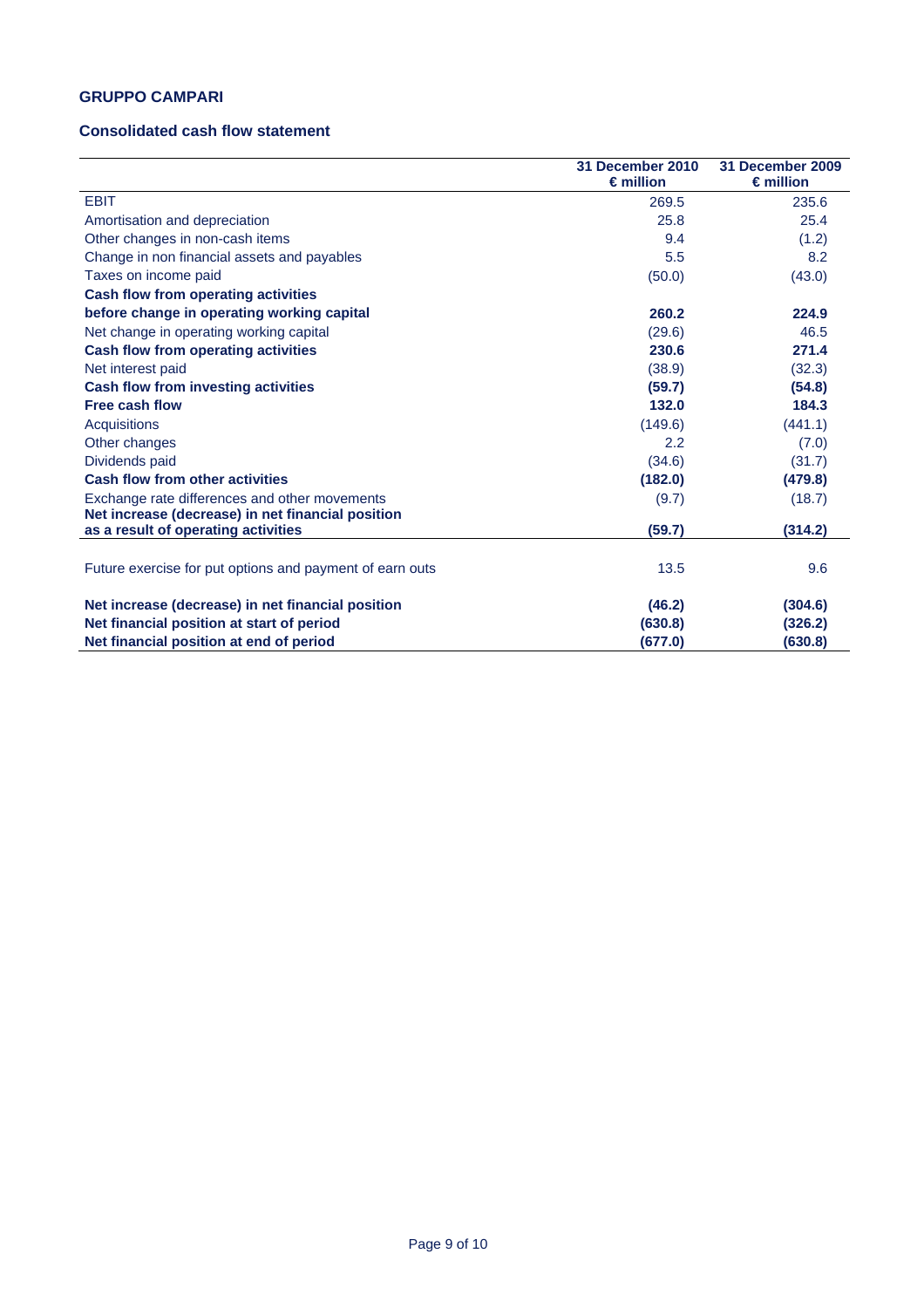**GRUPPO CAMPARI**

**Consolidated cash flow statement**

| | 31 December 2010 € million | 31 December 2009 € million |
|---|---|---|
| EBIT | 269.5 | 235.6 |
| Amortisation and depreciation | 25.8 | 25.4 |
| Other changes in non-cash items | 9.4 | (1.2) |
| Change in non financial assets and payables | 5.5 | 8.2 |
| Taxes on income paid | (50.0) | (43.0) |
| **Cash flow from operating activities before change in operating working capital** | **260.2** | **224.9** |
| Net change in operating working capital | (29.6) | 46.5 |
| **Cash flow from operating activities** | **230.6** | **271.4** |
| Net interest paid | (38.9) | (32.3) |
| **Cash flow from investing activities** | **(59.7)** | **(54.8)** |
| **Free cash flow** | **132.0** | **184.3** |
| Acquisitions | (149.6) | (441.1) |
| Other changes | 2.2 | (7.0) |
| Dividends paid | (34.6) | (31.7) |
| **Cash flow from other activities** | **(182.0)** | **(479.8)** |
| Exchange rate differences and other movements | (9.7) | (18.7) |
| **Net increase (decrease) in net financial position as a result of operating activities** | **(59.7)** | **(314.2)** |
| Future exercise for put options and payment of earn outs | 13.5 | 9.6 |
| **Net increase (decrease) in net financial position** | **(46.2)** | **(304.6)** |
| **Net financial position at start of period** | **(630.8)** | **(326.2)** |
| **Net financial position at end of period** | **(677.0)** | **(630.8)** |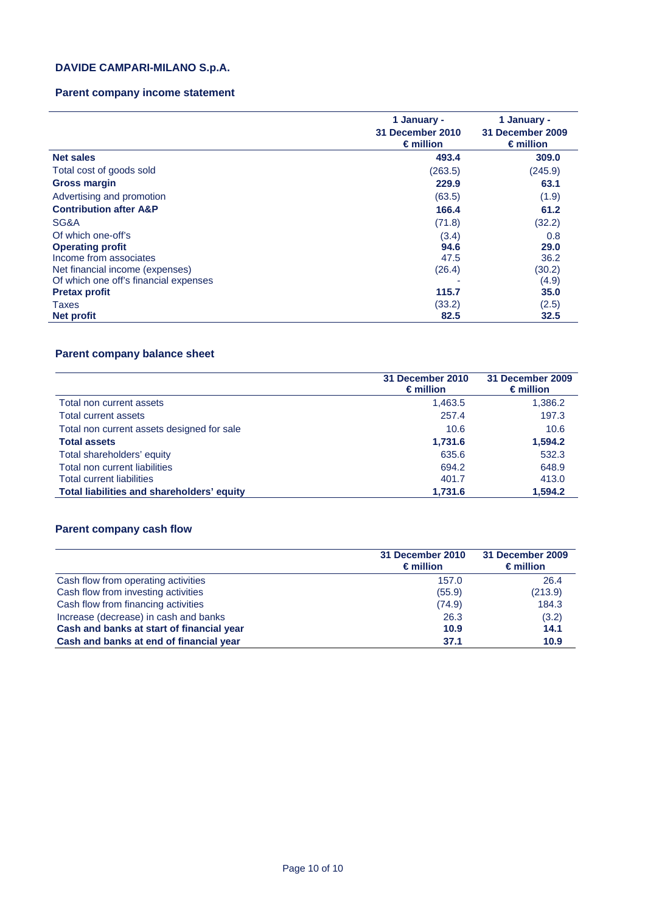**DAVIDE CAMPARI-MILANO S.p.A.**

**Parent company income statement**

| | 1 January - 31 December 2010 € million | 1 January - 31 December 2009 € million |
|---|---|---|
| **Net sales** | **493.4** | **309.0** |
| Total cost of goods sold | (263.5) | (245.9) |
| **Gross margin** | **229.9** | **63.1** |
| Advertising and promotion | (63.5) | (1.9) |
| **Contribution after A&P** | **166.4** | **61.2** |
| SG&A | (71.8) | (32.2) |
| Of which one-off's | (3.4) | 0.8 |
| **Operating profit** | **94.6** | **29.0** |
| Income from associates | 47.5 | 36.2 |
| Net financial income (expenses) | (26.4) | (30.2) |
| Of which one off's financial expenses | - | (4.9) |
| **Pretax profit** | **115.7** | **35.0** |
| Taxes | (33.2) | (2.5) |
| **Net profit** | **82.5** | **32.5** |

**Parent company balance sheet**

| | 31 December 2010 € million | 31 December 2009 € million |
|---|---|---|
| Total non current assets | 1,463.5 | 1,386.2 |
| Total current assets | 257.4 | 197.3 |
| Total non current assets designed for sale | 10.6 | 10.6 |
| **Total assets** | **1,731.6** | **1,594.2** |
| Total shareholders' equity | 635.6 | 532.3 |
| Total non current liabilities | 694.2 | 648.9 |
| Total current liabilities | 401.7 | 413.0 |
| **Total liabilities and shareholders' equity** | **1,731.6** | **1,594.2** |

**Parent company cash flow**

| | 31 December 2010 € million | 31 December 2009 € million |
|---|---|---|
| Cash flow from operating activities | 157.0 | 26.4 |
| Cash flow from investing activities | (55.9) | (213.9) |
| Cash flow from financing activities | (74.9) | 184.3 |
| Increase (decrease) in cash and banks | 26.3 | (3.2) |
| **Cash and banks at start of financial year** | **10.9** | **14.1** |
| **Cash and banks at end of financial year** | **37.1** | **10.9** |